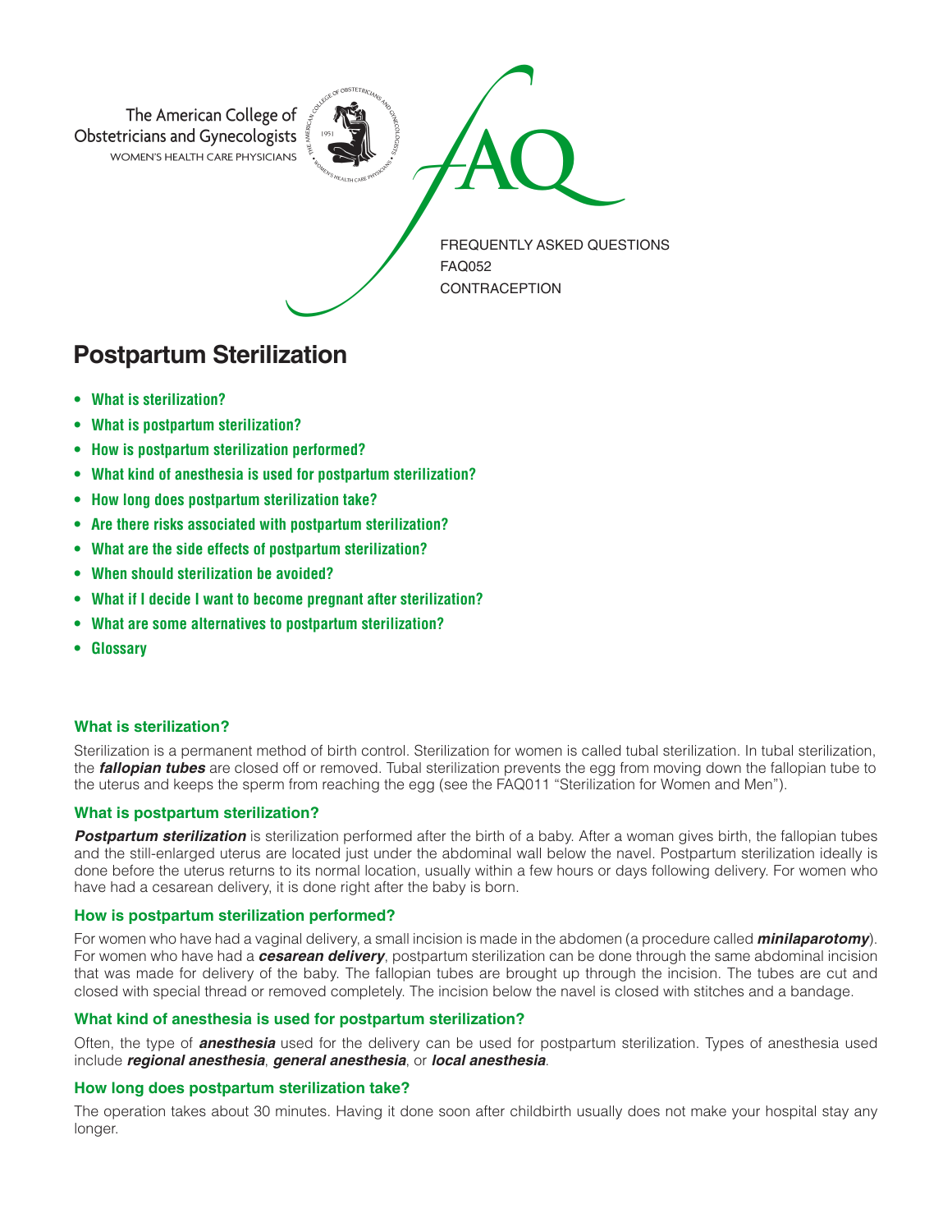The American College of Obstetricians and Gynecologists
WOMEN'S HEALTH CARE PHYSICIANS

FAQ

FREQUENTLY ASKED QUESTIONS
FAQ052
CONTRACEPTION

# Postpartum Sterilization

- **What is sterilization?**
- **What is postpartum sterilization?**
- **How is postpartum sterilization performed?**
- **What kind of anesthesia is used for postpartum sterilization?**
- **How long does postpartum sterilization take?**
- **Are there risks associated with postpartum sterilization?**
- **What are the side effects of postpartum sterilization?**
- **When should sterilization be avoided?**
- **What if I decide I want to become pregnant after sterilization?**
- **What are some alternatives to postpartum sterilization?**
- **Glossary**

## What is sterilization?

Sterilization is a permanent method of birth control. Sterilization for women is called tubal sterilization. In tubal sterilization, the ***fallopian tubes*** are closed off or removed. Tubal sterilization prevents the egg from moving down the fallopian tube to the uterus and keeps the sperm from reaching the egg (see the FAQ011 "Sterilization for Women and Men").

## What is postpartum sterilization?

***Postpartum sterilization*** is sterilization performed after the birth of a baby. After a woman gives birth, the fallopian tubes and the still-enlarged uterus are located just under the abdominal wall below the navel. Postpartum sterilization ideally is done before the uterus returns to its normal location, usually within a few hours or days following delivery. For women who have had a cesarean delivery, it is done right after the baby is born.

## How is postpartum sterilization performed?

For women who have had a vaginal delivery, a small incision is made in the abdomen (a procedure called ***minilaparotomy***). For women who have had a ***cesarean delivery***, postpartum sterilization can be done through the same abdominal incision that was made for delivery of the baby. The fallopian tubes are brought up through the incision. The tubes are cut and closed with special thread or removed completely. The incision below the navel is closed with stitches and a bandage.

## What kind of anesthesia is used for postpartum sterilization?

Often, the type of ***anesthesia*** used for the delivery can be used for postpartum sterilization. Types of anesthesia used include ***regional anesthesia***, ***general anesthesia***, or ***local anesthesia***.

## How long does postpartum sterilization take?

The operation takes about 30 minutes. Having it done soon after childbirth usually does not make your hospital stay any longer.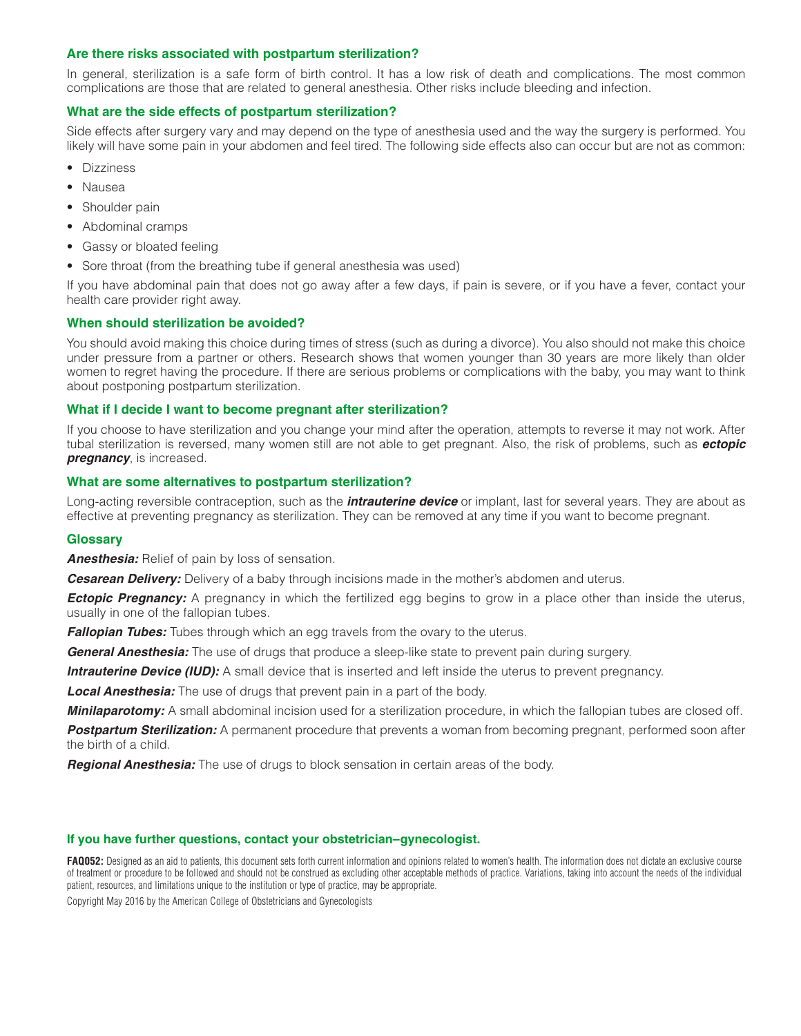### Are there risks associated with postpartum sterilization?

In general, sterilization is a safe form of birth control. It has a low risk of death and complications. The most common complications are those that are related to general anesthesia. Other risks include bleeding and infection.

### What are the side effects of postpartum sterilization?

Side effects after surgery vary and may depend on the type of anesthesia used and the way the surgery is performed. You likely will have some pain in your abdomen and feel tired. The following side effects also can occur but are not as common:

- Dizziness
- Nausea
- Shoulder pain
- Abdominal cramps
- Gassy or bloated feeling
- Sore throat (from the breathing tube if general anesthesia was used)

If you have abdominal pain that does not go away after a few days, if pain is severe, or if you have a fever, contact your health care provider right away.

### When should sterilization be avoided?

You should avoid making this choice during times of stress (such as during a divorce). You also should not make this choice under pressure from a partner or others. Research shows that women younger than 30 years are more likely than older women to regret having the procedure. If there are serious problems or complications with the baby, you may want to think about postponing postpartum sterilization.

### What if I decide I want to become pregnant after sterilization?

If you choose to have sterilization and you change your mind after the operation, attempts to reverse it may not work. After tubal sterilization is reversed, many women still are not able to get pregnant. Also, the risk of problems, such as ***ectopic pregnancy***, is increased.

### What are some alternatives to postpartum sterilization?

Long-acting reversible contraception, such as the ***intrauterine device*** or implant, last for several years. They are about as effective at preventing pregnancy as sterilization. They can be removed at any time if you want to become pregnant.

### Glossary

***Anesthesia:*** Relief of pain by loss of sensation.

***Cesarean Delivery:*** Delivery of a baby through incisions made in the mother's abdomen and uterus.

***Ectopic Pregnancy:*** A pregnancy in which the fertilized egg begins to grow in a place other than inside the uterus, usually in one of the fallopian tubes.

***Fallopian Tubes:*** Tubes through which an egg travels from the ovary to the uterus.

***General Anesthesia:*** The use of drugs that produce a sleep-like state to prevent pain during surgery.

***Intrauterine Device (IUD):*** A small device that is inserted and left inside the uterus to prevent pregnancy.

***Local Anesthesia:*** The use of drugs that prevent pain in a part of the body.

***Minilaparotomy:*** A small abdominal incision used for a sterilization procedure, in which the fallopian tubes are closed off.

***Postpartum Sterilization:*** A permanent procedure that prevents a woman from becoming pregnant, performed soon after the birth of a child.

***Regional Anesthesia:*** The use of drugs to block sensation in certain areas of the body.

**If you have further questions, contact your obstetrician–gynecologist.**

**FAQ052:** Designed as an aid to patients, this document sets forth current information and opinions related to women's health. The information does not dictate an exclusive course of treatment or procedure to be followed and should not be construed as excluding other acceptable methods of practice. Variations, taking into account the needs of the individual patient, resources, and limitations unique to the institution or type of practice, may be appropriate.

Copyright May 2016 by the American College of Obstetricians and Gynecologists